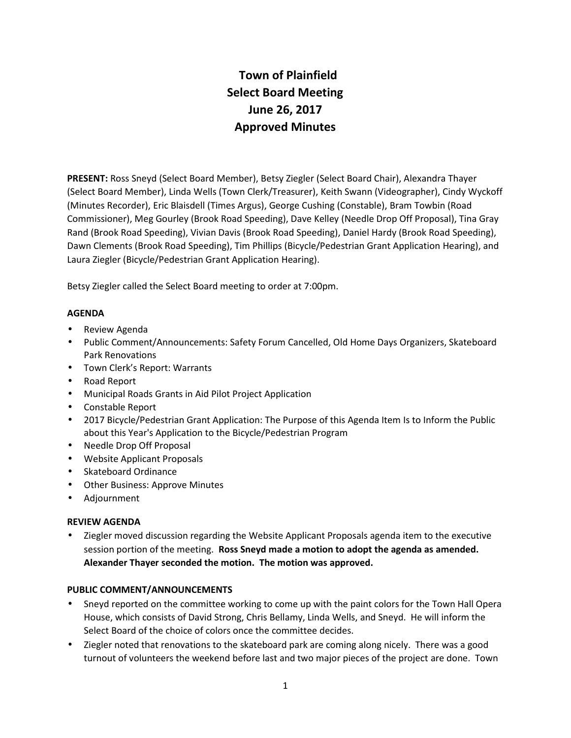# Town of Plainfield
## Select Board Meeting
## June 26, 2017
## Approved Minutes

**PRESENT:** Ross Sneyd (Select Board Member), Betsy Ziegler (Select Board Chair), Alexandra Thayer (Select Board Member), Linda Wells (Town Clerk/Treasurer), Keith Swann (Videographer), Cindy Wyckoff (Minutes Recorder), Eric Blaisdell (Times Argus), George Cushing (Constable), Bram Towbin (Road Commissioner), Meg Gourley (Brook Road Speeding), Dave Kelley (Needle Drop Off Proposal), Tina Gray Rand (Brook Road Speeding), Vivian Davis (Brook Road Speeding), Daniel Hardy (Brook Road Speeding), Dawn Clements (Brook Road Speeding), Tim Phillips (Bicycle/Pedestrian Grant Application Hearing), and Laura Ziegler (Bicycle/Pedestrian Grant Application Hearing).

Betsy Ziegler called the Select Board meeting to order at 7:00pm.

**AGENDA**

- Review Agenda
- Public Comment/Announcements: Safety Forum Cancelled, Old Home Days Organizers, Skateboard Park Renovations
- Town Clerk's Report: Warrants
- Road Report
- Municipal Roads Grants in Aid Pilot Project Application
- Constable Report
- 2017 Bicycle/Pedestrian Grant Application: The Purpose of this Agenda Item Is to Inform the Public about this Year's Application to the Bicycle/Pedestrian Program
- Needle Drop Off Proposal
- Website Applicant Proposals
- Skateboard Ordinance
- Other Business: Approve Minutes
- Adjournment

**REVIEW AGENDA**

- Ziegler moved discussion regarding the Website Applicant Proposals agenda item to the executive session portion of the meeting. **Ross Sneyd made a motion to adopt the agenda as amended. Alexander Thayer seconded the motion. The motion was approved.**

**PUBLIC COMMENT/ANNOUNCEMENTS**

- Sneyd reported on the committee working to come up with the paint colors for the Town Hall Opera House, which consists of David Strong, Chris Bellamy, Linda Wells, and Sneyd. He will inform the Select Board of the choice of colors once the committee decides.
- Ziegler noted that renovations to the skateboard park are coming along nicely. There was a good turnout of volunteers the weekend before last and two major pieces of the project are done. Town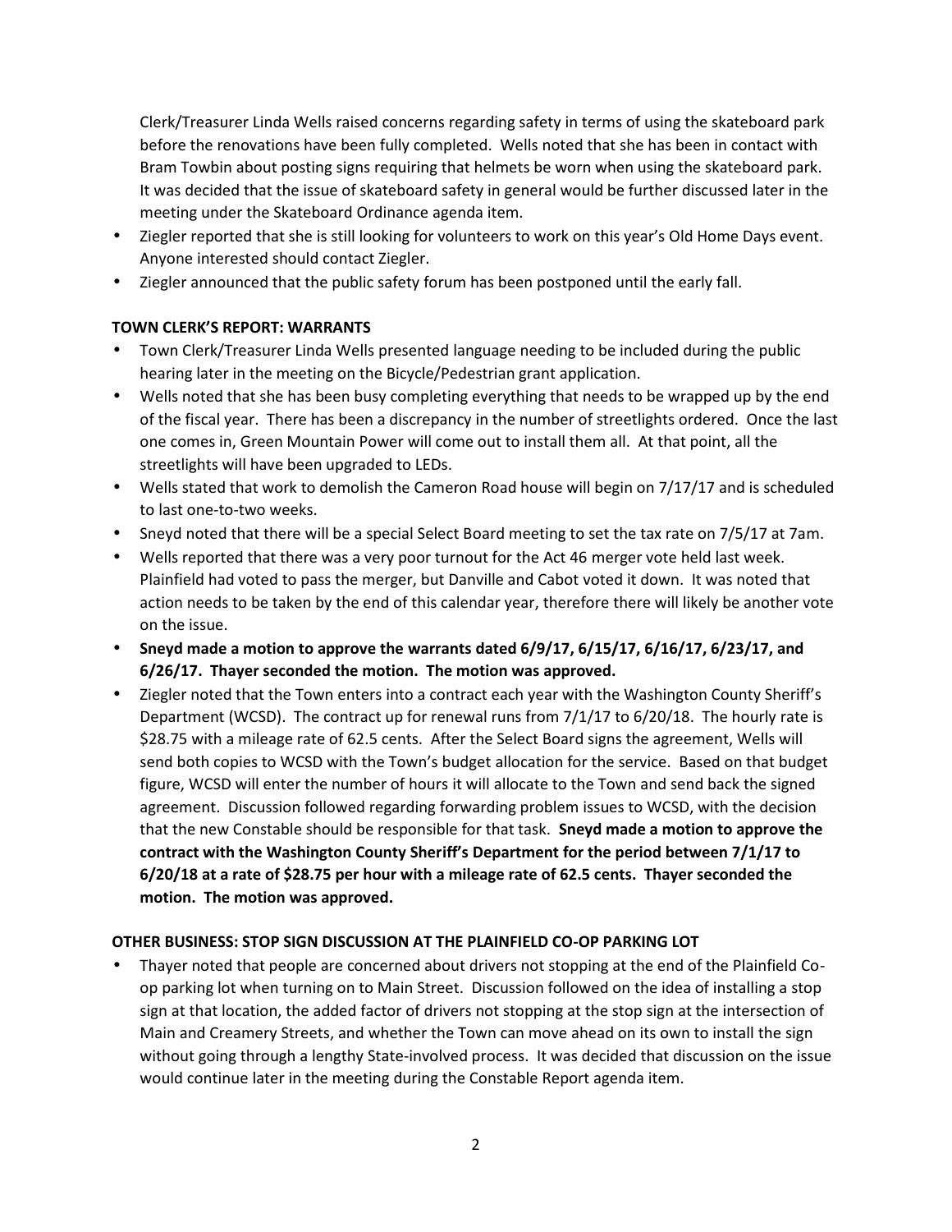Clerk/Treasurer Linda Wells raised concerns regarding safety in terms of using the skateboard park before the renovations have been fully completed. Wells noted that she has been in contact with Bram Towbin about posting signs requiring that helmets be worn when using the skateboard park. It was decided that the issue of skateboard safety in general would be further discussed later in the meeting under the Skateboard Ordinance agenda item.

- Ziegler reported that she is still looking for volunteers to work on this year's Old Home Days event. Anyone interested should contact Ziegler.
- Ziegler announced that the public safety forum has been postponed until the early fall.

**TOWN CLERK'S REPORT: WARRANTS**

- Town Clerk/Treasurer Linda Wells presented language needing to be included during the public hearing later in the meeting on the Bicycle/Pedestrian grant application.
- Wells noted that she has been busy completing everything that needs to be wrapped up by the end of the fiscal year. There has been a discrepancy in the number of streetlights ordered. Once the last one comes in, Green Mountain Power will come out to install them all. At that point, all the streetlights will have been upgraded to LEDs.
- Wells stated that work to demolish the Cameron Road house will begin on 7/17/17 and is scheduled to last one-to-two weeks.
- Sneyd noted that there will be a special Select Board meeting to set the tax rate on 7/5/17 at 7am.
- Wells reported that there was a very poor turnout for the Act 46 merger vote held last week. Plainfield had voted to pass the merger, but Danville and Cabot voted it down. It was noted that action needs to be taken by the end of this calendar year, therefore there will likely be another vote on the issue.
- **Sneyd made a motion to approve the warrants dated 6/9/17, 6/15/17, 6/16/17, 6/23/17, and 6/26/17. Thayer seconded the motion. The motion was approved.**
- Ziegler noted that the Town enters into a contract each year with the Washington County Sheriff's Department (WCSD). The contract up for renewal runs from 7/1/17 to 6/20/18. The hourly rate is $28.75 with a mileage rate of 62.5 cents. After the Select Board signs the agreement, Wells will send both copies to WCSD with the Town's budget allocation for the service. Based on that budget figure, WCSD will enter the number of hours it will allocate to the Town and send back the signed agreement. Discussion followed regarding forwarding problem issues to WCSD, with the decision that the new Constable should be responsible for that task. **Sneyd made a motion to approve the contract with the Washington County Sheriff's Department for the period between 7/1/17 to 6/20/18 at a rate of $28.75 per hour with a mileage rate of 62.5 cents. Thayer seconded the motion. The motion was approved.**

**OTHER BUSINESS: STOP SIGN DISCUSSION AT THE PLAINFIELD CO-OP PARKING LOT**

- Thayer noted that people are concerned about drivers not stopping at the end of the Plainfield Co-op parking lot when turning on to Main Street. Discussion followed on the idea of installing a stop sign at that location, the added factor of drivers not stopping at the stop sign at the intersection of Main and Creamery Streets, and whether the Town can move ahead on its own to install the sign without going through a lengthy State-involved process. It was decided that discussion on the issue would continue later in the meeting during the Constable Report agenda item.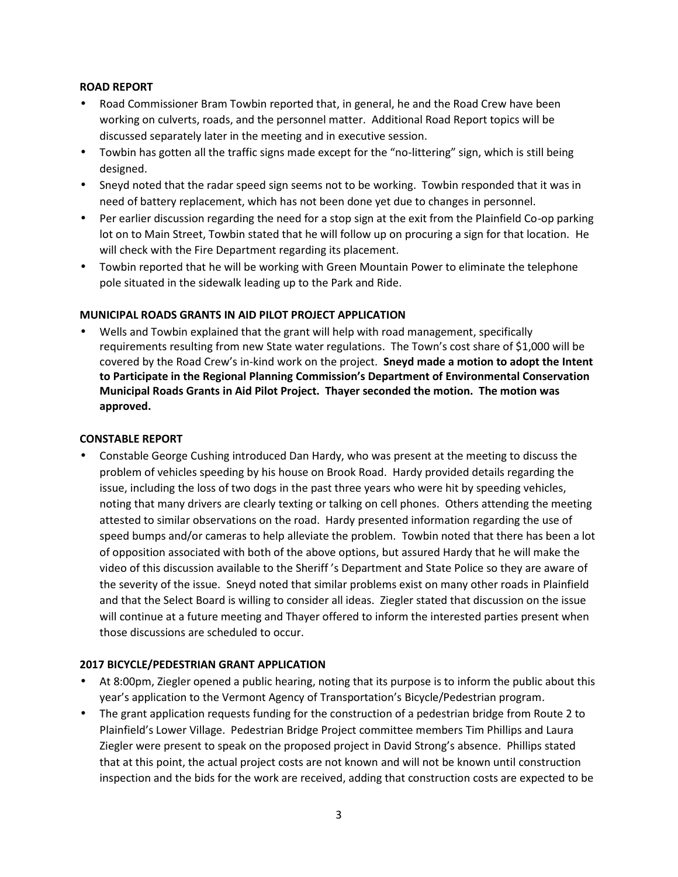**ROAD REPORT**

- Road Commissioner Bram Towbin reported that, in general, he and the Road Crew have been working on culverts, roads, and the personnel matter. Additional Road Report topics will be discussed separately later in the meeting and in executive session.
- Towbin has gotten all the traffic signs made except for the "no-littering" sign, which is still being designed.
- Sneyd noted that the radar speed sign seems not to be working. Towbin responded that it was in need of battery replacement, which has not been done yet due to changes in personnel.
- Per earlier discussion regarding the need for a stop sign at the exit from the Plainfield Co-op parking lot on to Main Street, Towbin stated that he will follow up on procuring a sign for that location. He will check with the Fire Department regarding its placement.
- Towbin reported that he will be working with Green Mountain Power to eliminate the telephone pole situated in the sidewalk leading up to the Park and Ride.

**MUNICIPAL ROADS GRANTS IN AID PILOT PROJECT APPLICATION**

- Wells and Towbin explained that the grant will help with road management, specifically requirements resulting from new State water regulations. The Town's cost share of $1,000 will be covered by the Road Crew's in-kind work on the project. **Sneyd made a motion to adopt the Intent to Participate in the Regional Planning Commission's Department of Environmental Conservation Municipal Roads Grants in Aid Pilot Project. Thayer seconded the motion. The motion was approved.**

**CONSTABLE REPORT**

- Constable George Cushing introduced Dan Hardy, who was present at the meeting to discuss the problem of vehicles speeding by his house on Brook Road. Hardy provided details regarding the issue, including the loss of two dogs in the past three years who were hit by speeding vehicles, noting that many drivers are clearly texting or talking on cell phones. Others attending the meeting attested to similar observations on the road. Hardy presented information regarding the use of speed bumps and/or cameras to help alleviate the problem. Towbin noted that there has been a lot of opposition associated with both of the above options, but assured Hardy that he will make the video of this discussion available to the Sheriff's Department and State Police so they are aware of the severity of the issue. Sneyd noted that similar problems exist on many other roads in Plainfield and that the Select Board is willing to consider all ideas. Ziegler stated that discussion on the issue will continue at a future meeting and Thayer offered to inform the interested parties present when those discussions are scheduled to occur.

**2017 BICYCLE/PEDESTRIAN GRANT APPLICATION**

- At 8:00pm, Ziegler opened a public hearing, noting that its purpose is to inform the public about this year's application to the Vermont Agency of Transportation's Bicycle/Pedestrian program.
- The grant application requests funding for the construction of a pedestrian bridge from Route 2 to Plainfield's Lower Village. Pedestrian Bridge Project committee members Tim Phillips and Laura Ziegler were present to speak on the proposed project in David Strong's absence. Phillips stated that at this point, the actual project costs are not known and will not be known until construction inspection and the bids for the work are received, adding that construction costs are expected to be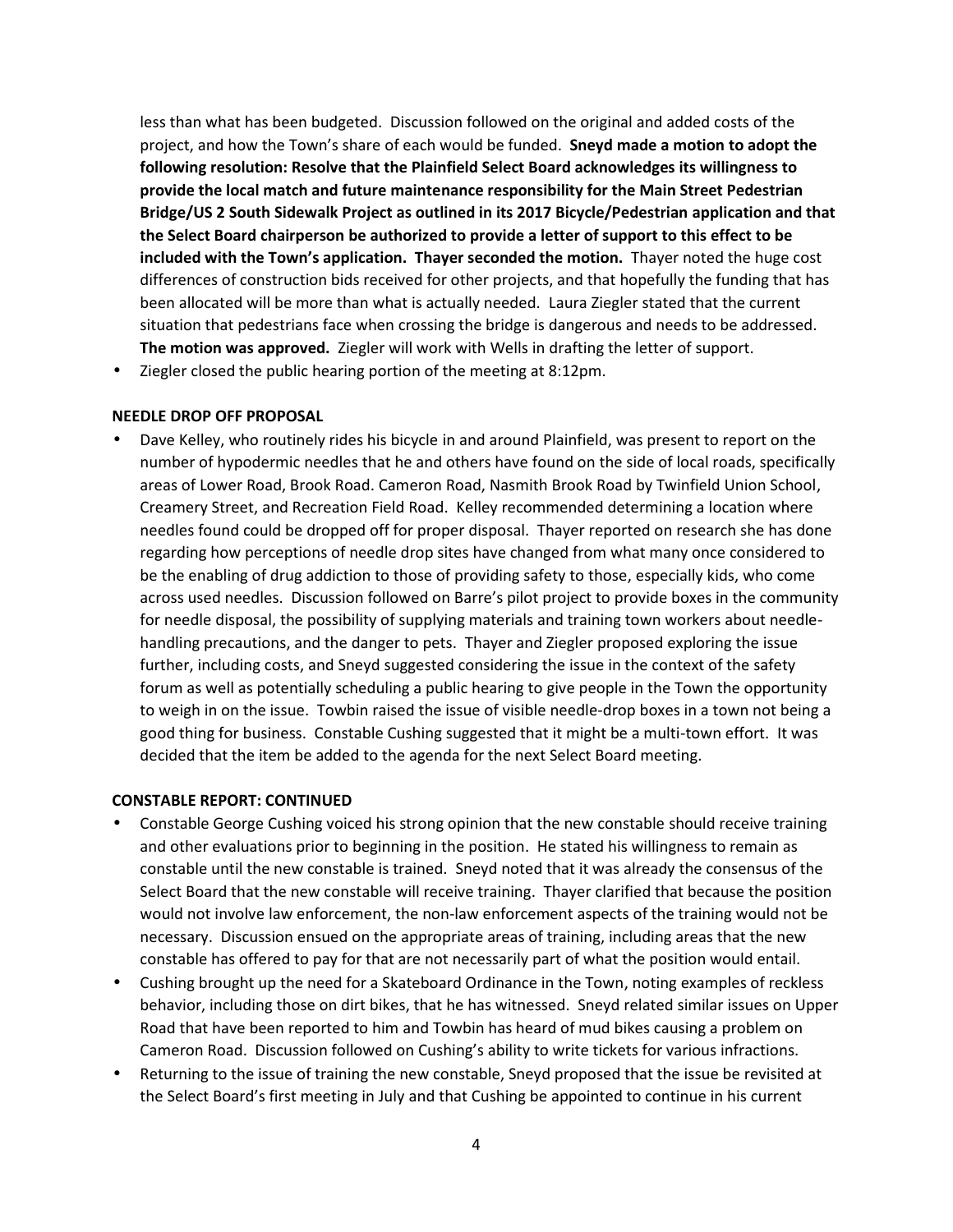less than what has been budgeted. Discussion followed on the original and added costs of the project, and how the Town's share of each would be funded. **Sneyd made a motion to adopt the following resolution: Resolve that the Plainfield Select Board acknowledges its willingness to provide the local match and future maintenance responsibility for the Main Street Pedestrian Bridge/US 2 South Sidewalk Project as outlined in its 2017 Bicycle/Pedestrian application and that the Select Board chairperson be authorized to provide a letter of support to this effect to be included with the Town's application. Thayer seconded the motion.** Thayer noted the huge cost differences of construction bids received for other projects, and that hopefully the funding that has been allocated will be more than what is actually needed. Laura Ziegler stated that the current situation that pedestrians face when crossing the bridge is dangerous and needs to be addressed. **The motion was approved.** Ziegler will work with Wells in drafting the letter of support.

- Ziegler closed the public hearing portion of the meeting at 8:12pm.

**NEEDLE DROP OFF PROPOSAL**

- Dave Kelley, who routinely rides his bicycle in and around Plainfield, was present to report on the number of hypodermic needles that he and others have found on the side of local roads, specifically areas of Lower Road, Brook Road. Cameron Road, Nasmith Brook Road by Twinfield Union School, Creamery Street, and Recreation Field Road. Kelley recommended determining a location where needles found could be dropped off for proper disposal. Thayer reported on research she has done regarding how perceptions of needle drop sites have changed from what many once considered to be the enabling of drug addiction to those of providing safety to those, especially kids, who come across used needles. Discussion followed on Barre's pilot project to provide boxes in the community for needle disposal, the possibility of supplying materials and training town workers about needle-handling precautions, and the danger to pets. Thayer and Ziegler proposed exploring the issue further, including costs, and Sneyd suggested considering the issue in the context of the safety forum as well as potentially scheduling a public hearing to give people in the Town the opportunity to weigh in on the issue. Towbin raised the issue of visible needle-drop boxes in a town not being a good thing for business. Constable Cushing suggested that it might be a multi-town effort. It was decided that the item be added to the agenda for the next Select Board meeting.

**CONSTABLE REPORT: CONTINUED**

- Constable George Cushing voiced his strong opinion that the new constable should receive training and other evaluations prior to beginning in the position. He stated his willingness to remain as constable until the new constable is trained. Sneyd noted that it was already the consensus of the Select Board that the new constable will receive training. Thayer clarified that because the position would not involve law enforcement, the non-law enforcement aspects of the training would not be necessary. Discussion ensued on the appropriate areas of training, including areas that the new constable has offered to pay for that are not necessarily part of what the position would entail.
- Cushing brought up the need for a Skateboard Ordinance in the Town, noting examples of reckless behavior, including those on dirt bikes, that he has witnessed. Sneyd related similar issues on Upper Road that have been reported to him and Towbin has heard of mud bikes causing a problem on Cameron Road. Discussion followed on Cushing's ability to write tickets for various infractions.
- Returning to the issue of training the new constable, Sneyd proposed that the issue be revisited at the Select Board's first meeting in July and that Cushing be appointed to continue in his current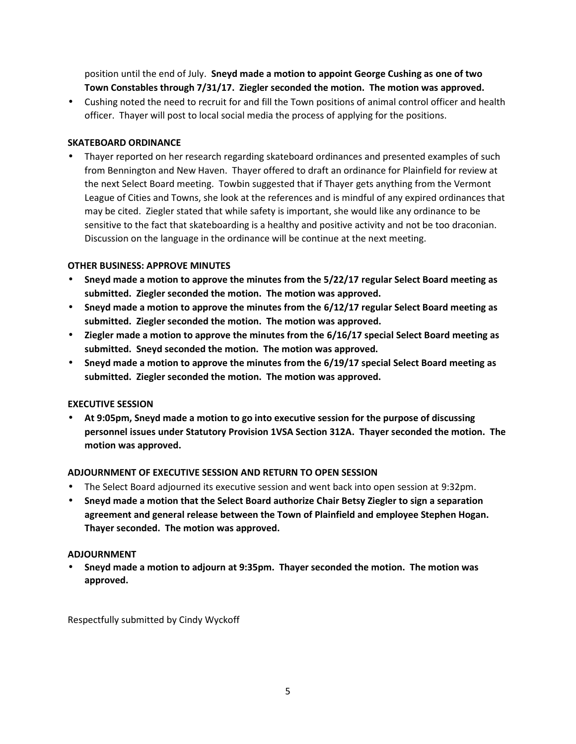position until the end of July. **Sneyd made a motion to appoint George Cushing as one of two Town Constables through 7/31/17. Ziegler seconded the motion. The motion was approved.**

- Cushing noted the need to recruit for and fill the Town positions of animal control officer and health officer. Thayer will post to local social media the process of applying for the positions.

**SKATEBOARD ORDINANCE**

- Thayer reported on her research regarding skateboard ordinances and presented examples of such from Bennington and New Haven. Thayer offered to draft an ordinance for Plainfield for review at the next Select Board meeting. Towbin suggested that if Thayer gets anything from the Vermont League of Cities and Towns, she look at the references and is mindful of any expired ordinances that may be cited. Ziegler stated that while safety is important, she would like any ordinance to be sensitive to the fact that skateboarding is a healthy and positive activity and not be too draconian. Discussion on the language in the ordinance will be continue at the next meeting.

**OTHER BUSINESS: APPROVE MINUTES**

- **Sneyd made a motion to approve the minutes from the 5/22/17 regular Select Board meeting as submitted. Ziegler seconded the motion. The motion was approved.**
- **Sneyd made a motion to approve the minutes from the 6/12/17 regular Select Board meeting as submitted. Ziegler seconded the motion. The motion was approved.**
- **Ziegler made a motion to approve the minutes from the 6/16/17 special Select Board meeting as submitted. Sneyd seconded the motion. The motion was approved.**
- **Sneyd made a motion to approve the minutes from the 6/19/17 special Select Board meeting as submitted. Ziegler seconded the motion. The motion was approved.**

**EXECUTIVE SESSION**

- **At 9:05pm, Sneyd made a motion to go into executive session for the purpose of discussing personnel issues under Statutory Provision 1VSA Section 312A. Thayer seconded the motion. The motion was approved.**

**ADJOURNMENT OF EXECUTIVE SESSION AND RETURN TO OPEN SESSION**

- The Select Board adjourned its executive session and went back into open session at 9:32pm.
- **Sneyd made a motion that the Select Board authorize Chair Betsy Ziegler to sign a separation agreement and general release between the Town of Plainfield and employee Stephen Hogan. Thayer seconded. The motion was approved.**

**ADJOURNMENT**

- **Sneyd made a motion to adjourn at 9:35pm. Thayer seconded the motion. The motion was approved.**

Respectfully submitted by Cindy Wyckoff